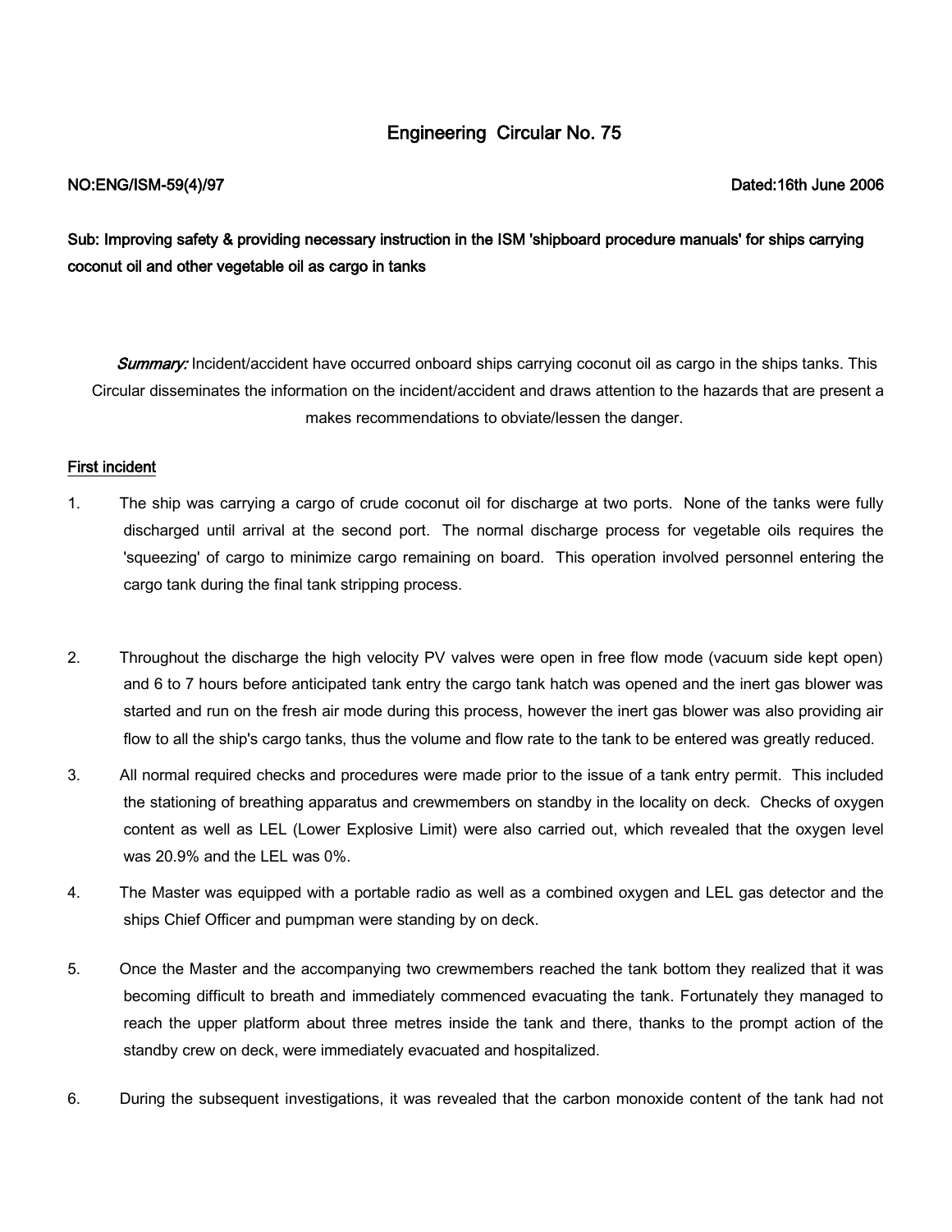# Engineering Circular No. 75

**NO:ENG/ISM-59(4)/97** **Dated:16th June 2006**

**Sub: Improving safety & providing necessary instruction in the ISM 'shipboard procedure manuals' for ships carrying coconut oil and other vegetable oil as cargo in tanks**

***Summary:*** Incident/accident have occurred onboard ships carrying coconut oil as cargo in the ships tanks. This Circular disseminates the information on the incident/accident and draws attention to the hazards that are present a makes recommendations to obviate/lessen the danger.

## First incident

1. The ship was carrying a cargo of crude coconut oil for discharge at two ports. None of the tanks were fully discharged until arrival at the second port. The normal discharge process for vegetable oils requires the 'squeezing' of cargo to minimize cargo remaining on board. This operation involved personnel entering the cargo tank during the final tank stripping process.

2. Throughout the discharge the high velocity PV valves were open in free flow mode (vacuum side kept open) and 6 to 7 hours before anticipated tank entry the cargo tank hatch was opened and the inert gas blower was started and run on the fresh air mode during this process, however the inert gas blower was also providing air flow to all the ship's cargo tanks, thus the volume and flow rate to the tank to be entered was greatly reduced.

3. All normal required checks and procedures were made prior to the issue of a tank entry permit. This included the stationing of breathing apparatus and crewmembers on standby in the locality on deck. Checks of oxygen content as well as LEL (Lower Explosive Limit) were also carried out, which revealed that the oxygen level was 20.9% and the LEL was 0%.

4. The Master was equipped with a portable radio as well as a combined oxygen and LEL gas detector and the ships Chief Officer and pumpman were standing by on deck.

5. Once the Master and the accompanying two crewmembers reached the tank bottom they realized that it was becoming difficult to breath and immediately commenced evacuating the tank. Fortunately they managed to reach the upper platform about three metres inside the tank and there, thanks to the prompt action of the standby crew on deck, were immediately evacuated and hospitalized.

6. During the subsequent investigations, it was revealed that the carbon monoxide content of the tank had not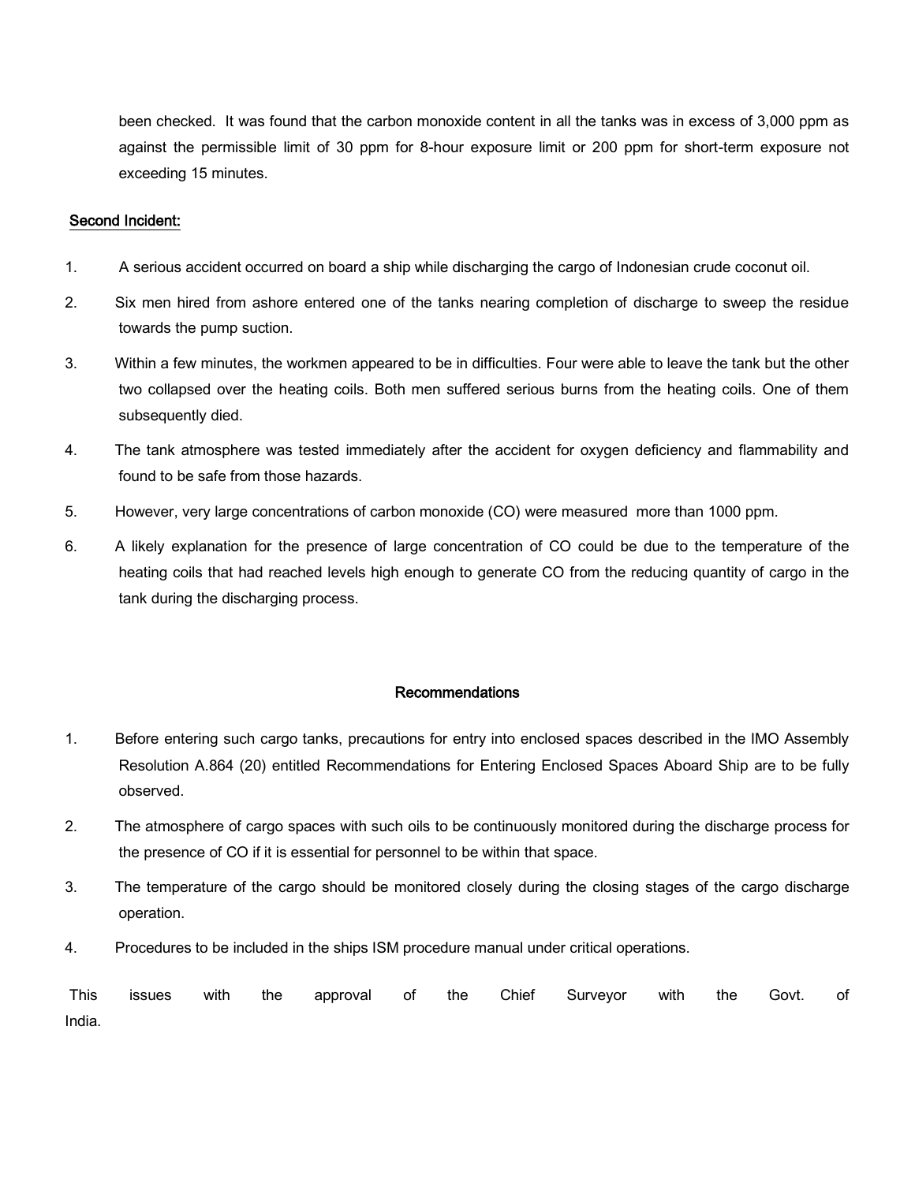been checked. It was found that the carbon monoxide content in all the tanks was in excess of 3,000 ppm as against the permissible limit of 30 ppm for 8-hour exposure limit or 200 ppm for short-term exposure not exceeding 15 minutes.

<u>Second Incident:</u>

1. A serious accident occurred on board a ship while discharging the cargo of Indonesian crude coconut oil.
2. Six men hired from ashore entered one of the tanks nearing completion of discharge to sweep the residue towards the pump suction.
3. Within a few minutes, the workmen appeared to be in difficulties. Four were able to leave the tank but the other two collapsed over the heating coils. Both men suffered serious burns from the heating coils. One of them subsequently died.
4. The tank atmosphere was tested immediately after the accident for oxygen deficiency and flammability and found to be safe from those hazards.
5. However, very large concentrations of carbon monoxide (CO) were measured more than 1000 ppm.
6. A likely explanation for the presence of large concentration of CO could be due to the temperature of the heating coils that had reached levels high enough to generate CO from the reducing quantity of cargo in the tank during the discharging process.

## Recommendations

1. Before entering such cargo tanks, precautions for entry into enclosed spaces described in the IMO Assembly Resolution A.864 (20) entitled Recommendations for Entering Enclosed Spaces Aboard Ship are to be fully observed.
2. The atmosphere of cargo spaces with such oils to be continuously monitored during the discharge process for the presence of CO if it is essential for personnel to be within that space.
3. The temperature of the cargo should be monitored closely during the closing stages of the cargo discharge operation.
4. Procedures to be included in the ships ISM procedure manual under critical operations.

This issues with the approval of the Chief Surveyor with the Govt. of India.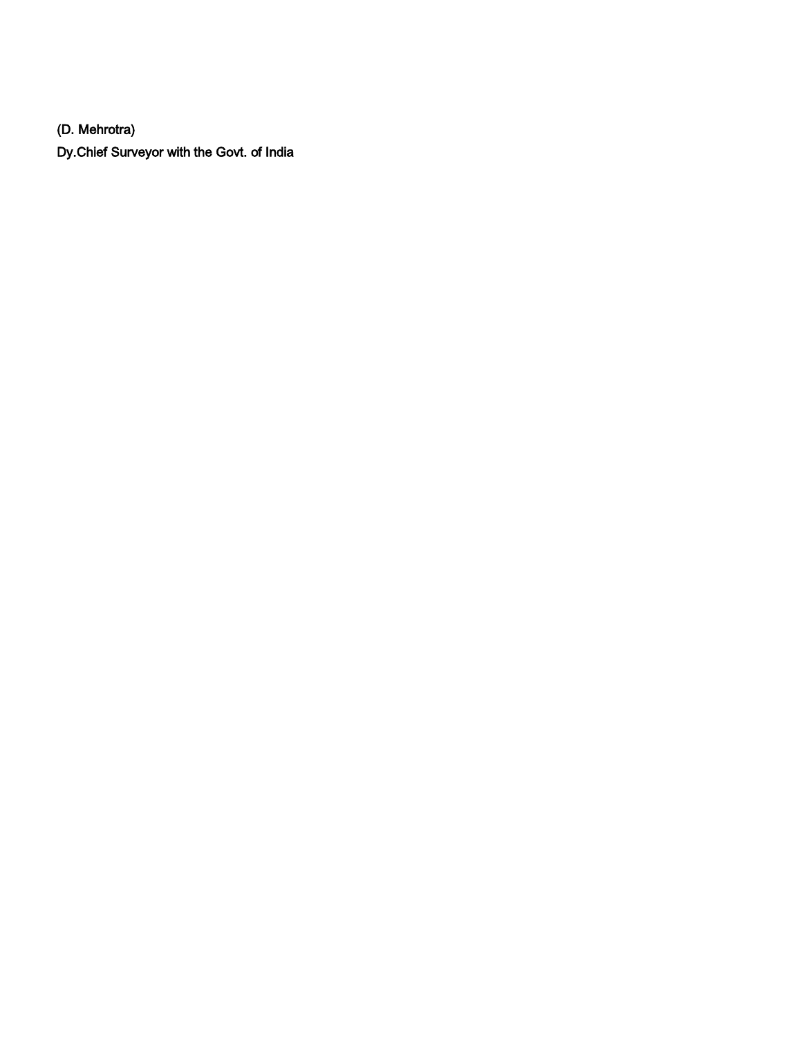(D. Mehrotra)

Dy.Chief Surveyor with the Govt. of India